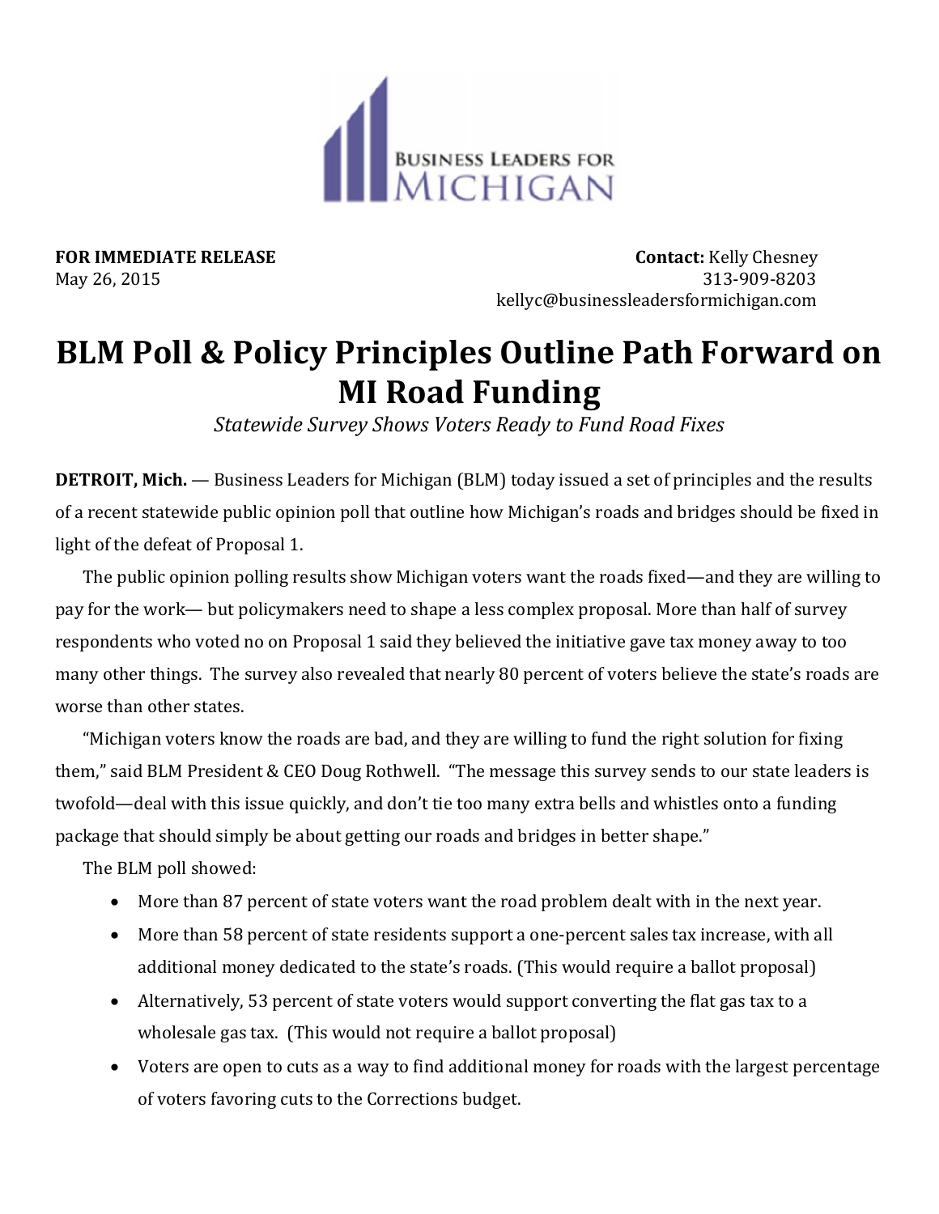BUSINESS LEADERS FOR MICHIGAN

**FOR IMMEDIATE RELEASE**
May 26, 2015

**Contact:** Kelly Chesney
313-909-8203
kellyc@businessleadersformichigan.com

# BLM Poll & Policy Principles Outline Path Forward on MI Road Funding

*Statewide Survey Shows Voters Ready to Fund Road Fixes*

**DETROIT, Mich.** — Business Leaders for Michigan (BLM) today issued a set of principles and the results of a recent statewide public opinion poll that outline how Michigan's roads and bridges should be fixed in light of the defeat of Proposal 1.

The public opinion polling results show Michigan voters want the roads fixed—and they are willing to pay for the work— but policymakers need to shape a less complex proposal. More than half of survey respondents who voted no on Proposal 1 said they believed the initiative gave tax money away to too many other things. The survey also revealed that nearly 80 percent of voters believe the state's roads are worse than other states.

"Michigan voters know the roads are bad, and they are willing to fund the right solution for fixing them," said BLM President & CEO Doug Rothwell. "The message this survey sends to our state leaders is twofold—deal with this issue quickly, and don't tie too many extra bells and whistles onto a funding package that should simply be about getting our roads and bridges in better shape."

The BLM poll showed:

- More than 87 percent of state voters want the road problem dealt with in the next year.
- More than 58 percent of state residents support a one-percent sales tax increase, with all additional money dedicated to the state's roads. (This would require a ballot proposal)
- Alternatively, 53 percent of state voters would support converting the flat gas tax to a wholesale gas tax. (This would not require a ballot proposal)
- Voters are open to cuts as a way to find additional money for roads with the largest percentage of voters favoring cuts to the Corrections budget.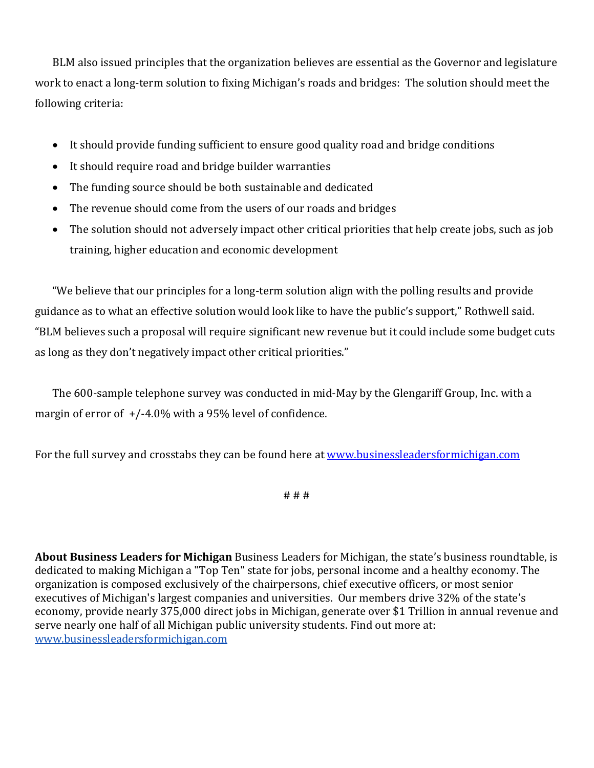BLM also issued principles that the organization believes are essential as the Governor and legislature work to enact a long-term solution to fixing Michigan's roads and bridges: The solution should meet the following criteria:

- It should provide funding sufficient to ensure good quality road and bridge conditions
- It should require road and bridge builder warranties
- The funding source should be both sustainable and dedicated
- The revenue should come from the users of our roads and bridges
- The solution should not adversely impact other critical priorities that help create jobs, such as job training, higher education and economic development

"We believe that our principles for a long-term solution align with the polling results and provide guidance as to what an effective solution would look like to have the public's support," Rothwell said. "BLM believes such a proposal will require significant new revenue but it could include some budget cuts as long as they don't negatively impact other critical priorities."

The 600-sample telephone survey was conducted in mid-May by the Glengariff Group, Inc. with a margin of error of +/-4.0% with a 95% level of confidence.

For the full survey and crosstabs they can be found here at [www.businessleadersformichigan.com](www.businessleadersformichigan.com)

# # #

**About Business Leaders for Michigan** Business Leaders for Michigan, the state's business roundtable, is dedicated to making Michigan a "Top Ten" state for jobs, personal income and a healthy economy. The organization is composed exclusively of the chairpersons, chief executive officers, or most senior executives of Michigan's largest companies and universities. Our members drive 32% of the state's economy, provide nearly 375,000 direct jobs in Michigan, generate over $1 Trillion in annual revenue and serve nearly one half of all Michigan public university students. Find out more at: [www.businessleadersformichigan.com](www.businessleadersformichigan.com)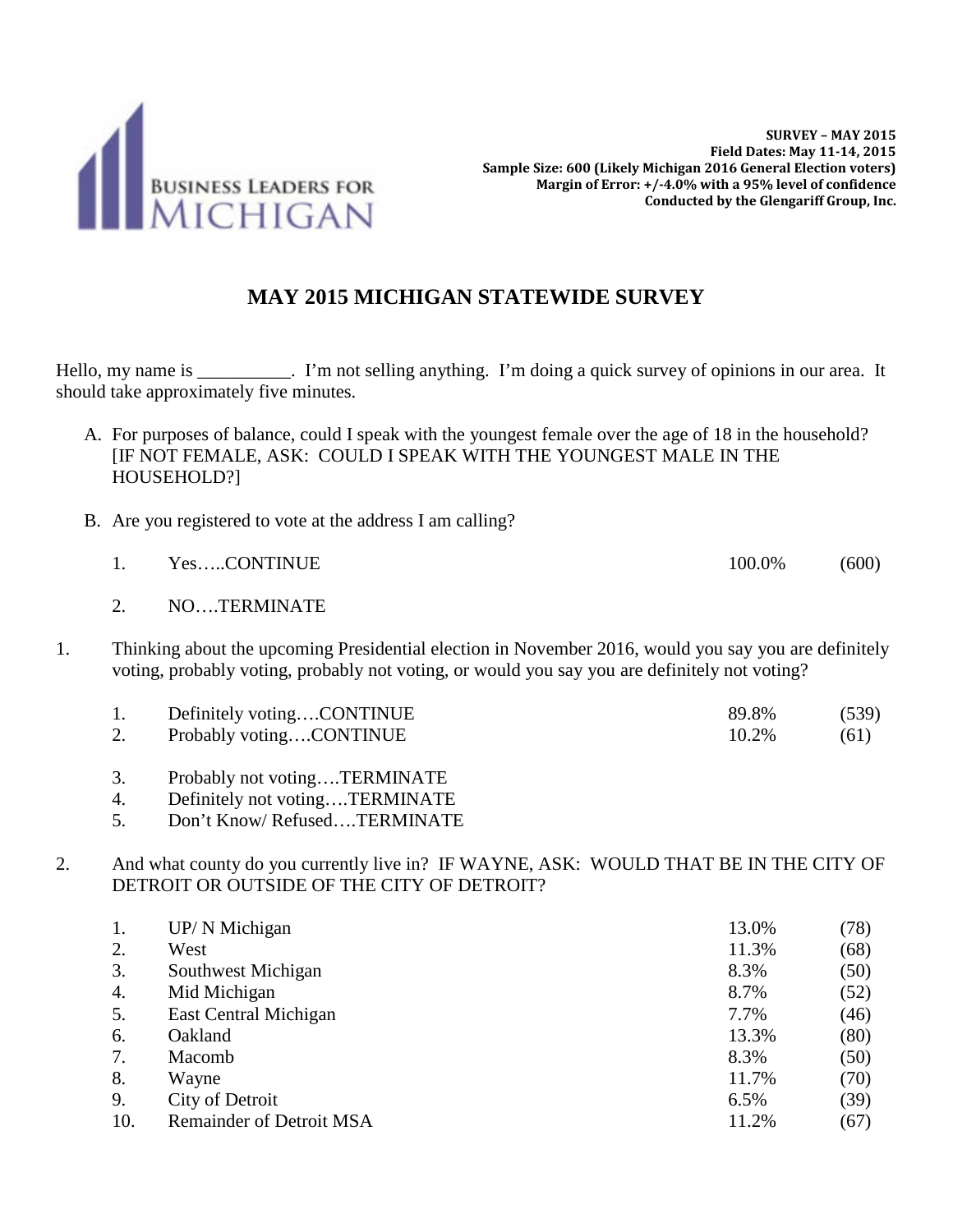BUSINESS LEADERS FOR MICHIGAN

**SURVEY – MAY 2015**
**Field Dates: May 11-14, 2015**
**Sample Size: 600 (Likely Michigan 2016 General Election voters)**
**Margin of Error: +/-4.0% with a 95% level of confidence**
**Conducted by the Glengariff Group, Inc.**

# MAY 2015 MICHIGAN STATEWIDE SURVEY

Hello, my name is __________. I'm not selling anything. I'm doing a quick survey of opinions in our area. It should take approximately five minutes.

A. For purposes of balance, could I speak with the youngest female over the age of 18 in the household? [IF NOT FEMALE, ASK: COULD I SPEAK WITH THE YOUNGEST MALE IN THE HOUSEHOLD?]

B. Are you registered to vote at the address I am calling?

| | | | |
|---|---|---|---|
| 1. | Yes…..CONTINUE | 100.0% | (600) |
| 2. | NO….TERMINATE | | |

1. Thinking about the upcoming Presidential election in November 2016, would you say you are definitely voting, probably voting, probably not voting, or would you say you are definitely not voting?

| | | | |
|---|---|---|---|
| 1. | Definitely voting….CONTINUE | 89.8% | (539) |
| 2. | Probably voting….CONTINUE | 10.2% | (61) |
| 3. | Probably not voting….TERMINATE | | |
| 4. | Definitely not voting….TERMINATE | | |
| 5. | Don't Know/ Refused….TERMINATE | | |

2. And what county do you currently live in? IF WAYNE, ASK: WOULD THAT BE IN THE CITY OF DETROIT OR OUTSIDE OF THE CITY OF DETROIT?

| | | | |
|---|---|---|---|
| 1. | UP/ N Michigan | 13.0% | (78) |
| 2. | West | 11.3% | (68) |
| 3. | Southwest Michigan | 8.3% | (50) |
| 4. | Mid Michigan | 8.7% | (52) |
| 5. | East Central Michigan | 7.7% | (46) |
| 6. | Oakland | 13.3% | (80) |
| 7. | Macomb | 8.3% | (50) |
| 8. | Wayne | 11.7% | (70) |
| 9. | City of Detroit | 6.5% | (39) |
| 10. | Remainder of Detroit MSA | 11.2% | (67) |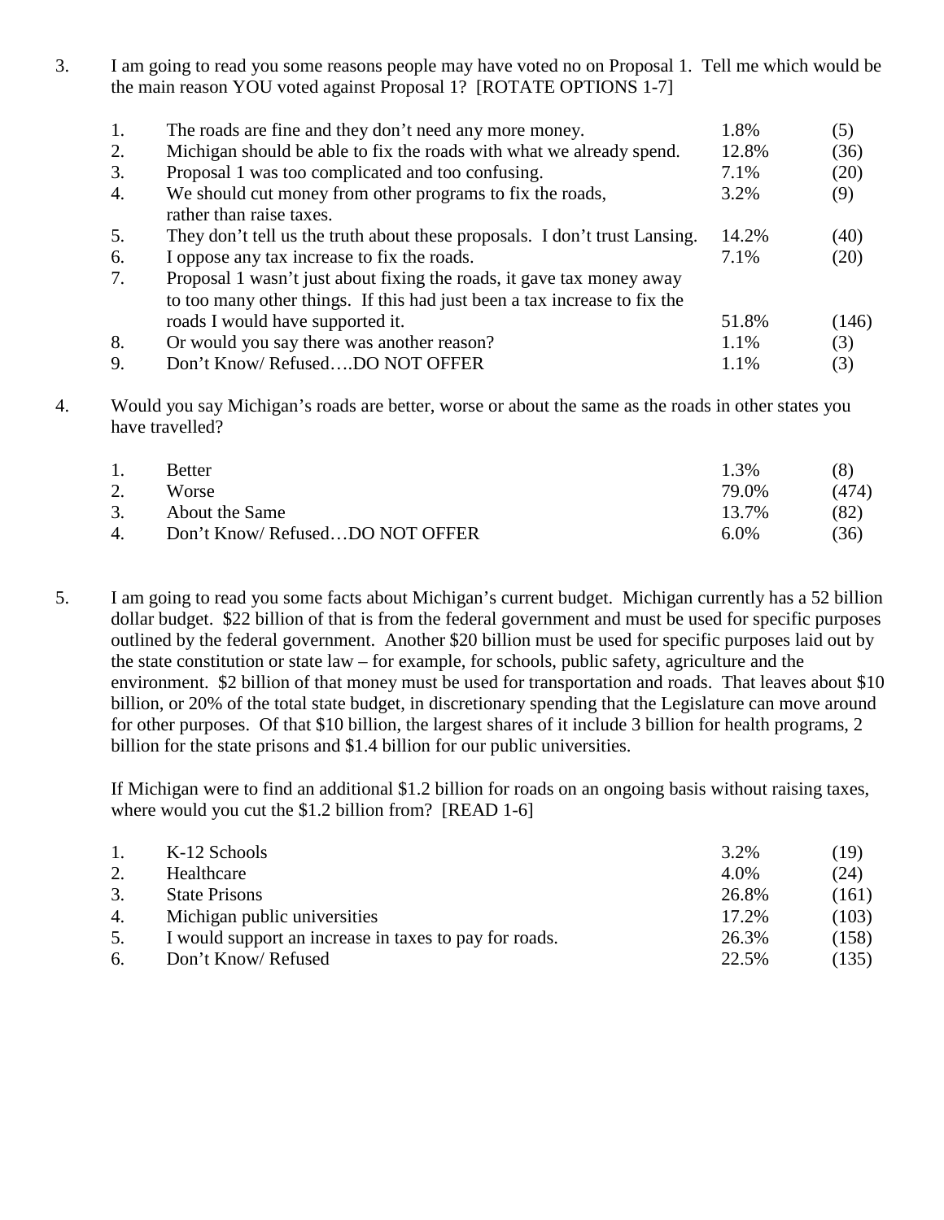3. I am going to read you some reasons people may have voted no on Proposal 1. Tell me which would be the main reason YOU voted against Proposal 1? [ROTATE OPTIONS 1-7]

| | | | |
|---|---|---|---|
| 1. | The roads are fine and they don't need any more money. | 1.8% | (5) |
| 2. | Michigan should be able to fix the roads with what we already spend. | 12.8% | (36) |
| 3. | Proposal 1 was too complicated and too confusing. | 7.1% | (20) |
| 4. | We should cut money from other programs to fix the roads, rather than raise taxes. | 3.2% | (9) |
| 5. | They don't tell us the truth about these proposals. I don't trust Lansing. | 14.2% | (40) |
| 6. | I oppose any tax increase to fix the roads. | 7.1% | (20) |
| 7. | Proposal 1 wasn't just about fixing the roads, it gave tax money away to too many other things. If this had just been a tax increase to fix the roads I would have supported it. | 51.8% | (146) |
| 8. | Or would you say there was another reason? | 1.1% | (3) |
| 9. | Don't Know/ Refused….DO NOT OFFER | 1.1% | (3) |

4. Would you say Michigan's roads are better, worse or about the same as the roads in other states you have travelled?

| | | | |
|---|---|---|---|
| 1. | Better | 1.3% | (8) |
| 2. | Worse | 79.0% | (474) |
| 3. | About the Same | 13.7% | (82) |
| 4. | Don't Know/ Refused…DO NOT OFFER | 6.0% | (36) |

5. I am going to read you some facts about Michigan's current budget. Michigan currently has a 52 billion dollar budget. $22 billion of that is from the federal government and must be used for specific purposes outlined by the federal government. Another $20 billion must be used for specific purposes laid out by the state constitution or state law – for example, for schools, public safety, agriculture and the environment. $2 billion of that money must be used for transportation and roads. That leaves about $10 billion, or 20% of the total state budget, in discretionary spending that the Legislature can move around for other purposes. Of that $10 billion, the largest shares of it include 3 billion for health programs, 2 billion for the state prisons and $1.4 billion for our public universities.

   If Michigan were to find an additional $1.2 billion for roads on an ongoing basis without raising taxes, where would you cut the $1.2 billion from? [READ 1-6]

| | | | |
|---|---|---|---|
| 1. | K-12 Schools | 3.2% | (19) |
| 2. | Healthcare | 4.0% | (24) |
| 3. | State Prisons | 26.8% | (161) |
| 4. | Michigan public universities | 17.2% | (103) |
| 5. | I would support an increase in taxes to pay for roads. | 26.3% | (158) |
| 6. | Don't Know/ Refused | 22.5% | (135) |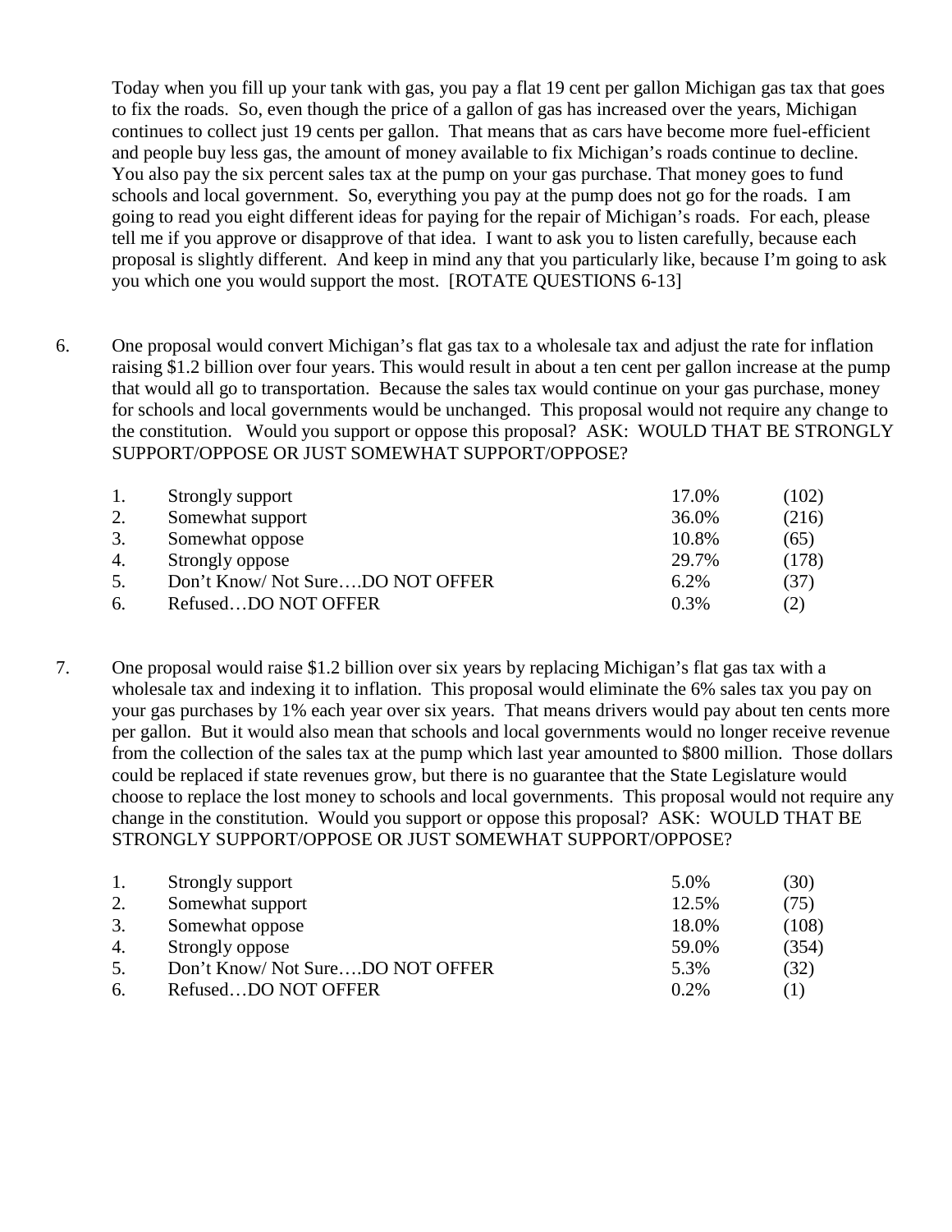Today when you fill up your tank with gas, you pay a flat 19 cent per gallon Michigan gas tax that goes to fix the roads. So, even though the price of a gallon of gas has increased over the years, Michigan continues to collect just 19 cents per gallon. That means that as cars have become more fuel-efficient and people buy less gas, the amount of money available to fix Michigan's roads continue to decline. You also pay the six percent sales tax at the pump on your gas purchase. That money goes to fund schools and local government. So, everything you pay at the pump does not go for the roads. I am going to read you eight different ideas for paying for the repair of Michigan's roads. For each, please tell me if you approve or disapprove of that idea. I want to ask you to listen carefully, because each proposal is slightly different. And keep in mind any that you particularly like, because I'm going to ask you which one you would support the most. [ROTATE QUESTIONS 6-13]

6. One proposal would convert Michigan's flat gas tax to a wholesale tax and adjust the rate for inflation raising $1.2 billion over four years. This would result in about a ten cent per gallon increase at the pump that would all go to transportation. Because the sales tax would continue on your gas purchase, money for schools and local governments would be unchanged. This proposal would not require any change to the constitution. Would you support or oppose this proposal? ASK: WOULD THAT BE STRONGLY SUPPORT/OPPOSE OR JUST SOMEWHAT SUPPORT/OPPOSE?

| | | | |
|---|---|---|---|
| 1. | Strongly support | 17.0% | (102) |
| 2. | Somewhat support | 36.0% | (216) |
| 3. | Somewhat oppose | 10.8% | (65) |
| 4. | Strongly oppose | 29.7% | (178) |
| 5. | Don't Know/ Not Sure….DO NOT OFFER | 6.2% | (37) |
| 6. | Refused…DO NOT OFFER | 0.3% | (2) |

7. One proposal would raise $1.2 billion over six years by replacing Michigan's flat gas tax with a wholesale tax and indexing it to inflation. This proposal would eliminate the 6% sales tax you pay on your gas purchases by 1% each year over six years. That means drivers would pay about ten cents more per gallon. But it would also mean that schools and local governments would no longer receive revenue from the collection of the sales tax at the pump which last year amounted to $800 million. Those dollars could be replaced if state revenues grow, but there is no guarantee that the State Legislature would choose to replace the lost money to schools and local governments. This proposal would not require any change in the constitution. Would you support or oppose this proposal? ASK: WOULD THAT BE STRONGLY SUPPORT/OPPOSE OR JUST SOMEWHAT SUPPORT/OPPOSE?

| | | | |
|---|---|---|---|
| 1. | Strongly support | 5.0% | (30) |
| 2. | Somewhat support | 12.5% | (75) |
| 3. | Somewhat oppose | 18.0% | (108) |
| 4. | Strongly oppose | 59.0% | (354) |
| 5. | Don't Know/ Not Sure….DO NOT OFFER | 5.3% | (32) |
| 6. | Refused…DO NOT OFFER | 0.2% | (1) |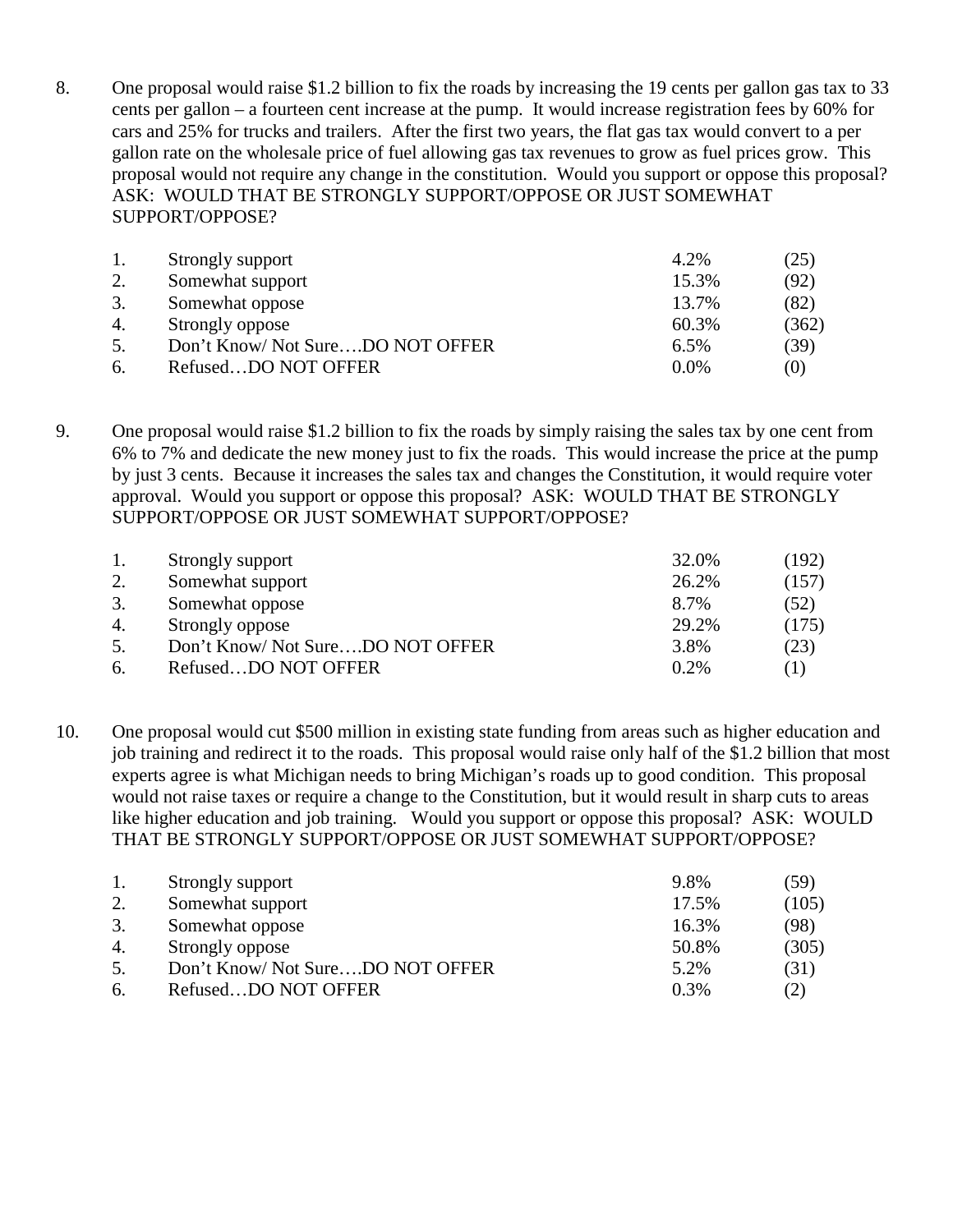8. One proposal would raise $1.2 billion to fix the roads by increasing the 19 cents per gallon gas tax to 33 cents per gallon – a fourteen cent increase at the pump. It would increase registration fees by 60% for cars and 25% for trucks and trailers. After the first two years, the flat gas tax would convert to a per gallon rate on the wholesale price of fuel allowing gas tax revenues to grow as fuel prices grow. This proposal would not require any change in the constitution. Would you support or oppose this proposal? ASK: WOULD THAT BE STRONGLY SUPPORT/OPPOSE OR JUST SOMEWHAT SUPPORT/OPPOSE?

| | | | |
|---|---|---|---|
| 1. | Strongly support | 4.2% | (25) |
| 2. | Somewhat support | 15.3% | (92) |
| 3. | Somewhat oppose | 13.7% | (82) |
| 4. | Strongly oppose | 60.3% | (362) |
| 5. | Don't Know/ Not Sure….DO NOT OFFER | 6.5% | (39) |
| 6. | Refused…DO NOT OFFER | 0.0% | (0) |

9. One proposal would raise $1.2 billion to fix the roads by simply raising the sales tax by one cent from 6% to 7% and dedicate the new money just to fix the roads. This would increase the price at the pump by just 3 cents. Because it increases the sales tax and changes the Constitution, it would require voter approval. Would you support or oppose this proposal? ASK: WOULD THAT BE STRONGLY SUPPORT/OPPOSE OR JUST SOMEWHAT SUPPORT/OPPOSE?

| | | | |
|---|---|---|---|
| 1. | Strongly support | 32.0% | (192) |
| 2. | Somewhat support | 26.2% | (157) |
| 3. | Somewhat oppose | 8.7% | (52) |
| 4. | Strongly oppose | 29.2% | (175) |
| 5. | Don't Know/ Not Sure….DO NOT OFFER | 3.8% | (23) |
| 6. | Refused…DO NOT OFFER | 0.2% | (1) |

10. One proposal would cut $500 million in existing state funding from areas such as higher education and job training and redirect it to the roads. This proposal would raise only half of the $1.2 billion that most experts agree is what Michigan needs to bring Michigan's roads up to good condition. This proposal would not raise taxes or require a change to the Constitution, but it would result in sharp cuts to areas like higher education and job training. Would you support or oppose this proposal? ASK: WOULD THAT BE STRONGLY SUPPORT/OPPOSE OR JUST SOMEWHAT SUPPORT/OPPOSE?

| | | | |
|---|---|---|---|
| 1. | Strongly support | 9.8% | (59) |
| 2. | Somewhat support | 17.5% | (105) |
| 3. | Somewhat oppose | 16.3% | (98) |
| 4. | Strongly oppose | 50.8% | (305) |
| 5. | Don't Know/ Not Sure….DO NOT OFFER | 5.2% | (31) |
| 6. | Refused…DO NOT OFFER | 0.3% | (2) |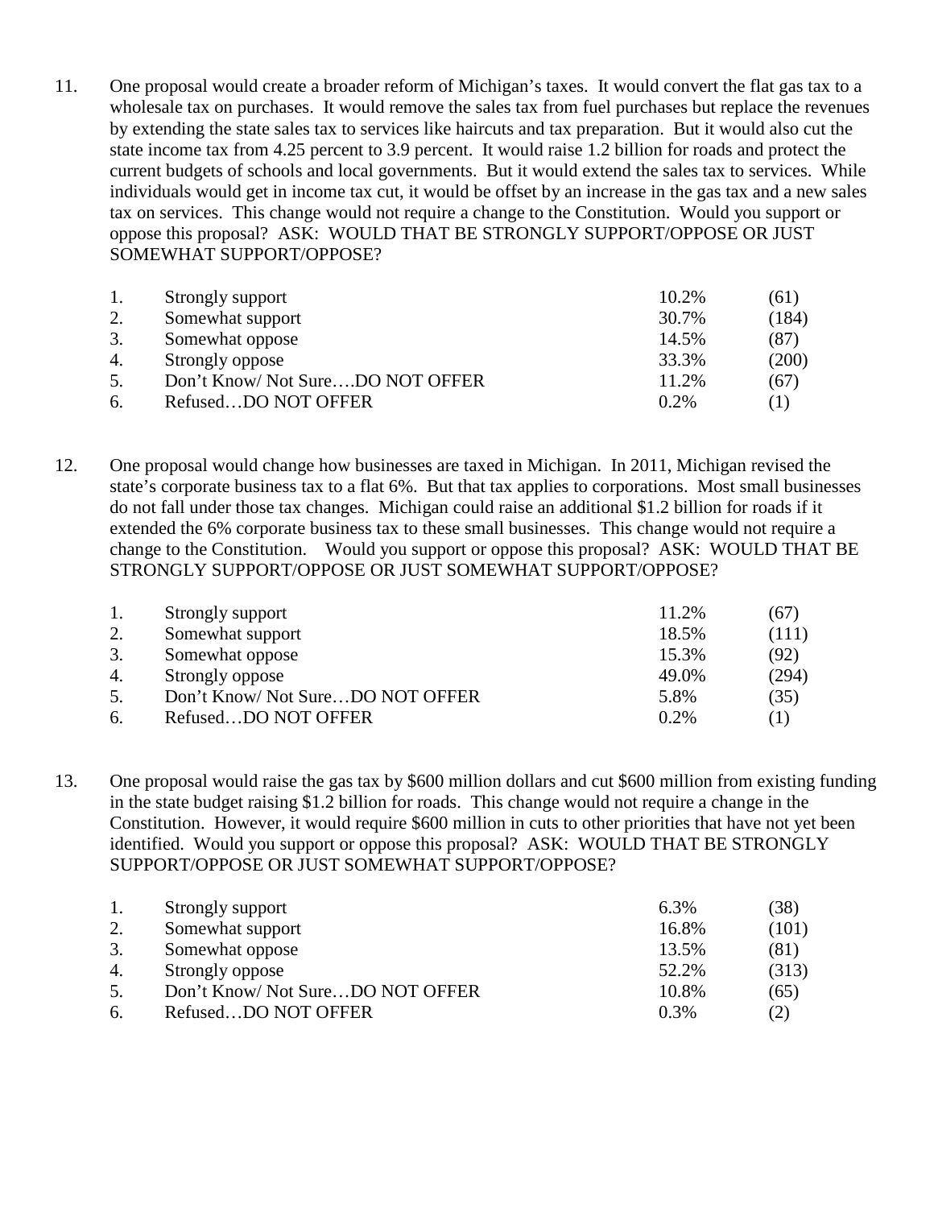11. One proposal would create a broader reform of Michigan's taxes. It would convert the flat gas tax to a wholesale tax on purchases. It would remove the sales tax from fuel purchases but replace the revenues by extending the state sales tax to services like haircuts and tax preparation. But it would also cut the state income tax from 4.25 percent to 3.9 percent. It would raise 1.2 billion for roads and protect the current budgets of schools and local governments. But it would extend the sales tax to services. While individuals would get in income tax cut, it would be offset by an increase in the gas tax and a new sales tax on services. This change would not require a change to the Constitution. Would you support or oppose this proposal? ASK: WOULD THAT BE STRONGLY SUPPORT/OPPOSE OR JUST SOMEWHAT SUPPORT/OPPOSE?

| | | | |
|---|---|---|---|
| 1. | Strongly support | 10.2% | (61) |
| 2. | Somewhat support | 30.7% | (184) |
| 3. | Somewhat oppose | 14.5% | (87) |
| 4. | Strongly oppose | 33.3% | (200) |
| 5. | Don't Know/ Not Sure….DO NOT OFFER | 11.2% | (67) |
| 6. | Refused…DO NOT OFFER | 0.2% | (1) |

12. One proposal would change how businesses are taxed in Michigan. In 2011, Michigan revised the state's corporate business tax to a flat 6%. But that tax applies to corporations. Most small businesses do not fall under those tax changes. Michigan could raise an additional $1.2 billion for roads if it extended the 6% corporate business tax to these small businesses. This change would not require a change to the Constitution. Would you support or oppose this proposal? ASK: WOULD THAT BE STRONGLY SUPPORT/OPPOSE OR JUST SOMEWHAT SUPPORT/OPPOSE?

| | | | |
|---|---|---|---|
| 1. | Strongly support | 11.2% | (67) |
| 2. | Somewhat support | 18.5% | (111) |
| 3. | Somewhat oppose | 15.3% | (92) |
| 4. | Strongly oppose | 49.0% | (294) |
| 5. | Don't Know/ Not Sure…DO NOT OFFER | 5.8% | (35) |
| 6. | Refused…DO NOT OFFER | 0.2% | (1) |

13. One proposal would raise the gas tax by $600 million dollars and cut $600 million from existing funding in the state budget raising $1.2 billion for roads. This change would not require a change in the Constitution. However, it would require $600 million in cuts to other priorities that have not yet been identified. Would you support or oppose this proposal? ASK: WOULD THAT BE STRONGLY SUPPORT/OPPOSE OR JUST SOMEWHAT SUPPORT/OPPOSE?

| | | | |
|---|---|---|---|
| 1. | Strongly support | 6.3% | (38) |
| 2. | Somewhat support | 16.8% | (101) |
| 3. | Somewhat oppose | 13.5% | (81) |
| 4. | Strongly oppose | 52.2% | (313) |
| 5. | Don't Know/ Not Sure…DO NOT OFFER | 10.8% | (65) |
| 6. | Refused…DO NOT OFFER | 0.3% | (2) |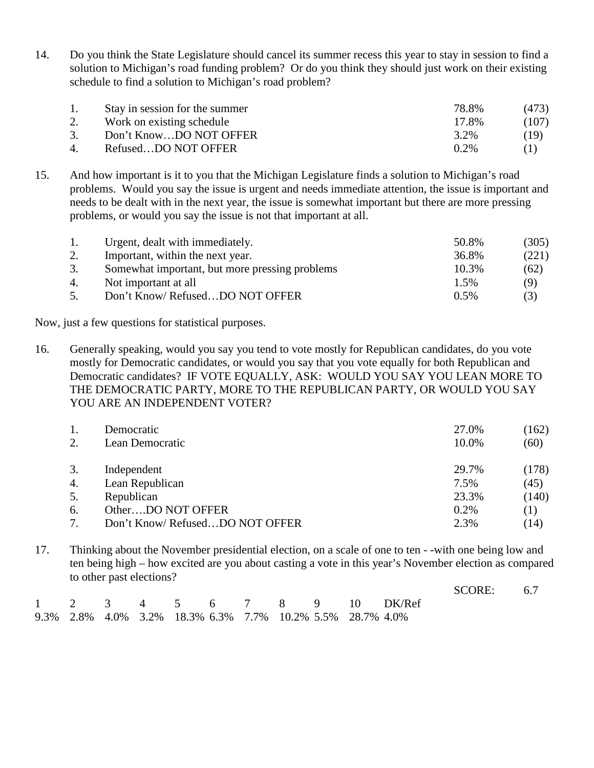14. Do you think the State Legislature should cancel its summer recess this year to stay in session to find a solution to Michigan's road funding problem? Or do you think they should just work on their existing schedule to find a solution to Michigan's road problem?

| | | | |
|---|---|---|---|
| 1. | Stay in session for the summer | 78.8% | (473) |
| 2. | Work on existing schedule | 17.8% | (107) |
| 3. | Don't Know…DO NOT OFFER | 3.2% | (19) |
| 4. | Refused…DO NOT OFFER | 0.2% | (1) |

15. And how important is it to you that the Michigan Legislature finds a solution to Michigan's road problems. Would you say the issue is urgent and needs immediate attention, the issue is important and needs to be dealt with in the next year, the issue is somewhat important but there are more pressing problems, or would you say the issue is not that important at all.

| | | | |
|---|---|---|---|
| 1. | Urgent, dealt with immediately. | 50.8% | (305) |
| 2. | Important, within the next year. | 36.8% | (221) |
| 3. | Somewhat important, but more pressing problems | 10.3% | (62) |
| 4. | Not important at all | 1.5% | (9) |
| 5. | Don't Know/ Refused…DO NOT OFFER | 0.5% | (3) |

Now, just a few questions for statistical purposes.

16. Generally speaking, would you say you tend to vote mostly for Republican candidates, do you vote mostly for Democratic candidates, or would you say that you vote equally for both Republican and Democratic candidates? IF VOTE EQUALLY, ASK: WOULD YOU SAY YOU LEAN MORE TO THE DEMOCRATIC PARTY, MORE TO THE REPUBLICAN PARTY, OR WOULD YOU SAY YOU ARE AN INDEPENDENT VOTER?

| | | | |
|---|---|---|---|
| 1. | Democratic | 27.0% | (162) |
| 2. | Lean Democratic | 10.0% | (60) |
| 3. | Independent | 29.7% | (178) |
| 4. | Lean Republican | 7.5% | (45) |
| 5. | Republican | 23.3% | (140) |
| 6. | Other….DO NOT OFFER | 0.2% | (1) |
| 7. | Don't Know/ Refused…DO NOT OFFER | 2.3% | (14) |

17. Thinking about the November presidential election, on a scale of one to ten - -with one being low and ten being high – how excited are you about casting a vote in this year's November election as compared to other past elections?

SCORE: 6.7

| 1 | 2 | 3 | 4 | 5 | 6 | 7 | 8 | 9 | 10 | DK/Ref |
|---|---|---|---|---|---|---|---|---|---|---|
| 9.3% | 2.8% | 4.0% | 3.2% | 18.3% | 6.3% | 7.7% | 10.2% | 5.5% | 28.7% | 4.0% |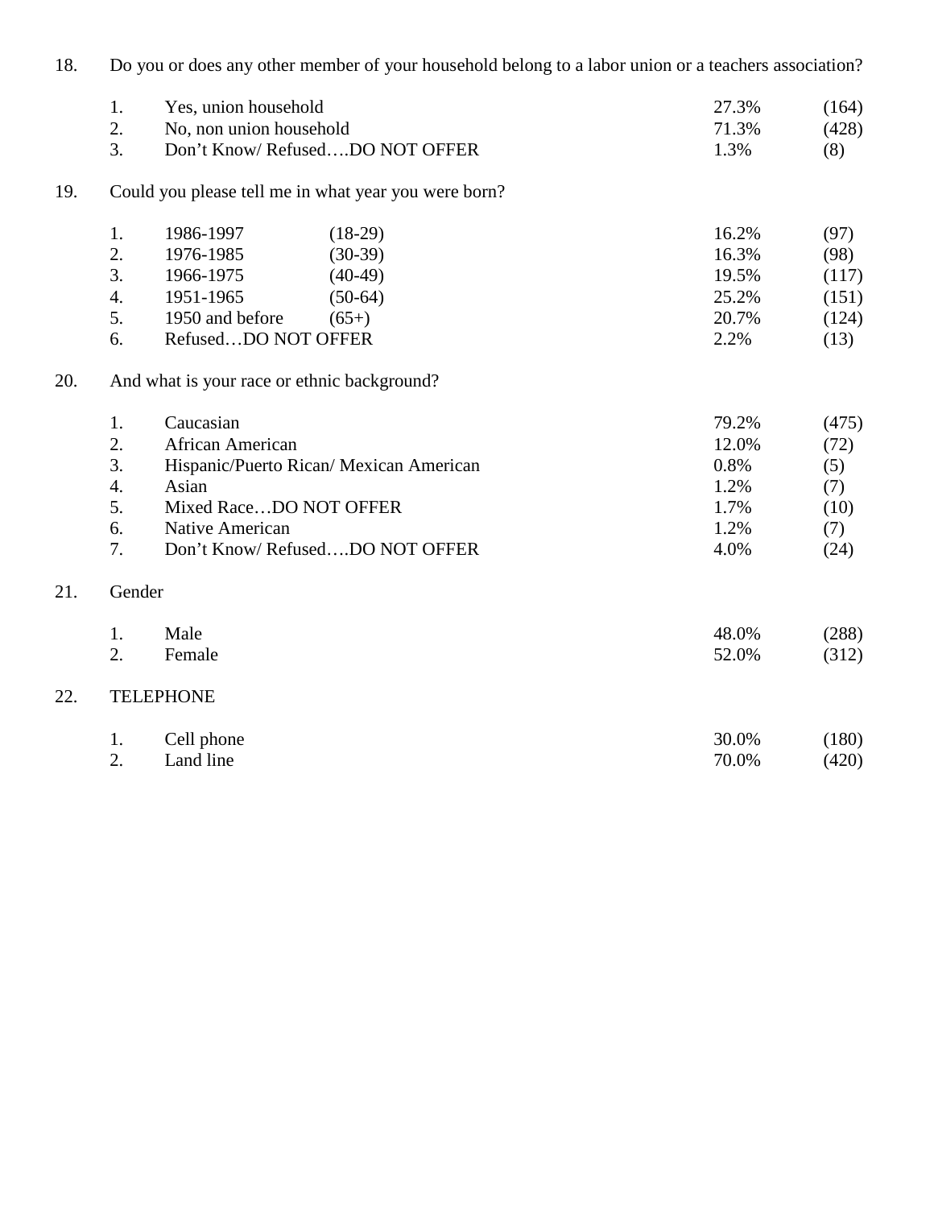18. Do you or does any other member of your household belong to a labor union or a teachers association?

| | | | |
|---|---|---|---|
| 1. | Yes, union household | 27.3% | (164) |
| 2. | No, non union household | 71.3% | (428) |
| 3. | Don't Know/ Refused….DO NOT OFFER | 1.3% | (8) |

19. Could you please tell me in what year you were born?

| | | | | |
|---|---|---|---|---|
| 1. | 1986-1997 | (18-29) | 16.2% | (97) |
| 2. | 1976-1985 | (30-39) | 16.3% | (98) |
| 3. | 1966-1975 | (40-49) | 19.5% | (117) |
| 4. | 1951-1965 | (50-64) | 25.2% | (151) |
| 5. | 1950 and before | (65+) | 20.7% | (124) |
| 6. | Refused…DO NOT OFFER | | 2.2% | (13) |

20. And what is your race or ethnic background?

| | | | |
|---|---|---|---|
| 1. | Caucasian | 79.2% | (475) |
| 2. | African American | 12.0% | (72) |
| 3. | Hispanic/Puerto Rican/ Mexican American | 0.8% | (5) |
| 4. | Asian | 1.2% | (7) |
| 5. | Mixed Race…DO NOT OFFER | 1.7% | (10) |
| 6. | Native American | 1.2% | (7) |
| 7. | Don't Know/ Refused….DO NOT OFFER | 4.0% | (24) |

21. Gender

| | | | |
|---|---|---|---|
| 1. | Male | 48.0% | (288) |
| 2. | Female | 52.0% | (312) |

22. TELEPHONE

| | | | |
|---|---|---|---|
| 1. | Cell phone | 30.0% | (180) |
| 2. | Land line | 70.0% | (420) |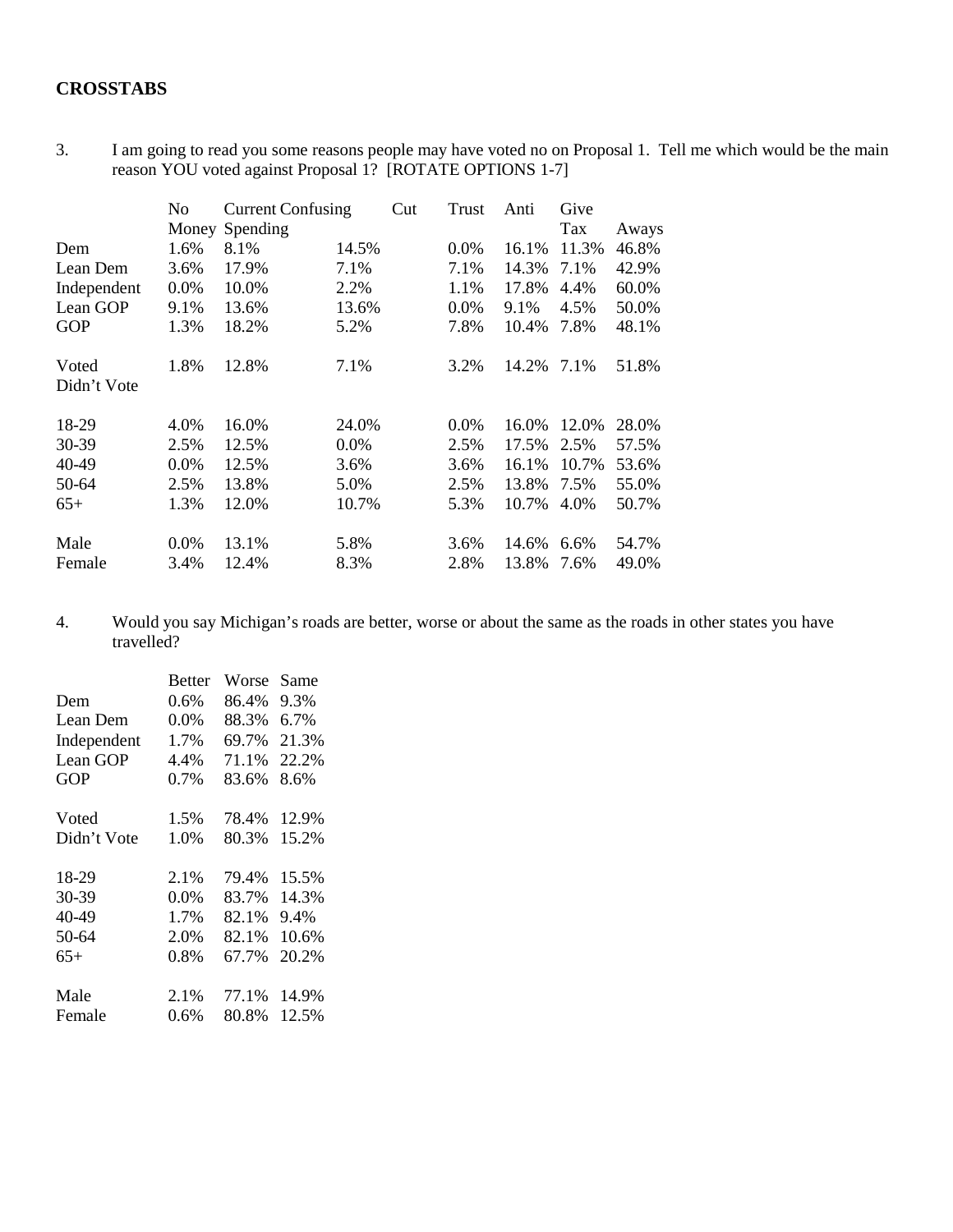# CROSSTABS

3. I am going to read you some reasons people may have voted no on Proposal 1. Tell me which would be the main reason YOU voted against Proposal 1? [ROTATE OPTIONS 1-7]

| | No Money | Current Spending | Confusing | Cut | Trust | Anti | Give Tax | Aways |
|---|---|---|---|---|---|---|---|---|
| Dem | 1.6% | 8.1% | 14.5% | | 0.0% | 16.1% | 11.3% | 46.8% |
| Lean Dem | 3.6% | 17.9% | 7.1% | | 7.1% | 14.3% | 7.1% | 42.9% |
| Independent | 0.0% | 10.0% | 2.2% | | 1.1% | 17.8% | 4.4% | 60.0% |
| Lean GOP | 9.1% | 13.6% | 13.6% | | 0.0% | 9.1% | 4.5% | 50.0% |
| GOP | 1.3% | 18.2% | 5.2% | | 7.8% | 10.4% | 7.8% | 48.1% |
| | | | | | | | | |
| Voted | 1.8% | 12.8% | 7.1% | | 3.2% | 14.2% | 7.1% | 51.8% |
| Didn't Vote | | | | | | | | |
| | | | | | | | | |
| 18-29 | 4.0% | 16.0% | 24.0% | | 0.0% | 16.0% | 12.0% | 28.0% |
| 30-39 | 2.5% | 12.5% | 0.0% | | 2.5% | 17.5% | 2.5% | 57.5% |
| 40-49 | 0.0% | 12.5% | 3.6% | | 3.6% | 16.1% | 10.7% | 53.6% |
| 50-64 | 2.5% | 13.8% | 5.0% | | 2.5% | 13.8% | 7.5% | 55.0% |
| 65+ | 1.3% | 12.0% | 10.7% | | 5.3% | 10.7% | 4.0% | 50.7% |
| | | | | | | | | |
| Male | 0.0% | 13.1% | 5.8% | | 3.6% | 14.6% | 6.6% | 54.7% |
| Female | 3.4% | 12.4% | 8.3% | | 2.8% | 13.8% | 7.6% | 49.0% |

4. Would you say Michigan's roads are better, worse or about the same as the roads in other states you have travelled?

| | Better | Worse | Same |
|---|---|---|---|
| Dem | 0.6% | 86.4% | 9.3% |
| Lean Dem | 0.0% | 88.3% | 6.7% |
| Independent | 1.7% | 69.7% | 21.3% |
| Lean GOP | 4.4% | 71.1% | 22.2% |
| GOP | 0.7% | 83.6% | 8.6% |
| | | | |
| Voted | 1.5% | 78.4% | 12.9% |
| Didn't Vote | 1.0% | 80.3% | 15.2% |
| | | | |
| 18-29 | 2.1% | 79.4% | 15.5% |
| 30-39 | 0.0% | 83.7% | 14.3% |
| 40-49 | 1.7% | 82.1% | 9.4% |
| 50-64 | 2.0% | 82.1% | 10.6% |
| 65+ | 0.8% | 67.7% | 20.2% |
| | | | |
| Male | 2.1% | 77.1% | 14.9% |
| Female | 0.6% | 80.8% | 12.5% |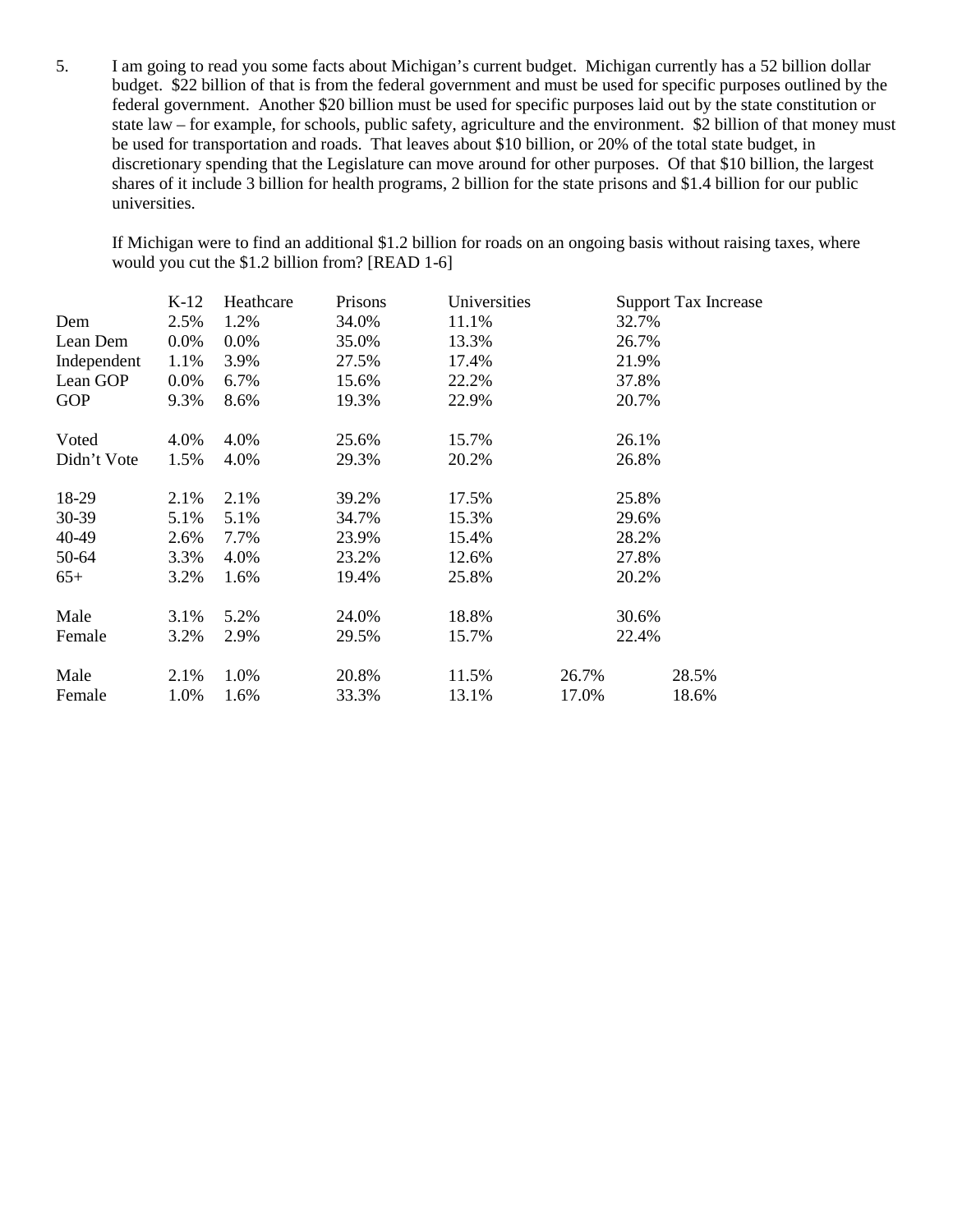5. I am going to read you some facts about Michigan's current budget. Michigan currently has a 52 billion dollar budget. $22 billion of that is from the federal government and must be used for specific purposes outlined by the federal government. Another $20 billion must be used for specific purposes laid out by the state constitution or state law – for example, for schools, public safety, agriculture and the environment. $2 billion of that money must be used for transportation and roads. That leaves about $10 billion, or 20% of the total state budget, in discretionary spending that the Legislature can move around for other purposes. Of that $10 billion, the largest shares of it include 3 billion for health programs, 2 billion for the state prisons and $1.4 billion for our public universities.

   If Michigan were to find an additional $1.2 billion for roads on an ongoing basis without raising taxes, where would you cut the $1.2 billion from? [READ 1-6]

| | K-12 | Heathcare | Prisons | Universities | | Support Tax Increase |
|---|---|---|---|---|---|---|
| Dem | 2.5% | 1.2% | 34.0% | 11.1% | | 32.7% |
| Lean Dem | 0.0% | 0.0% | 35.0% | 13.3% | | 26.7% |
| Independent | 1.1% | 3.9% | 27.5% | 17.4% | | 21.9% |
| Lean GOP | 0.0% | 6.7% | 15.6% | 22.2% | | 37.8% |
| GOP | 9.3% | 8.6% | 19.3% | 22.9% | | 20.7% |
| | | | | | | |
| Voted | 4.0% | 4.0% | 25.6% | 15.7% | | 26.1% |
| Didn't Vote | 1.5% | 4.0% | 29.3% | 20.2% | | 26.8% |
| | | | | | | |
| 18-29 | 2.1% | 2.1% | 39.2% | 17.5% | | 25.8% |
| 30-39 | 5.1% | 5.1% | 34.7% | 15.3% | | 29.6% |
| 40-49 | 2.6% | 7.7% | 23.9% | 15.4% | | 28.2% |
| 50-64 | 3.3% | 4.0% | 23.2% | 12.6% | | 27.8% |
| 65+ | 3.2% | 1.6% | 19.4% | 25.8% | | 20.2% |
| | | | | | | |
| Male | 3.1% | 5.2% | 24.0% | 18.8% | | 30.6% |
| Female | 3.2% | 2.9% | 29.5% | 15.7% | | 22.4% |
| | | | | | | |
| Male | 2.1% | 1.0% | 20.8% | 11.5% | 26.7% | 28.5% |
| Female | 1.0% | 1.6% | 33.3% | 13.1% | 17.0% | 18.6% |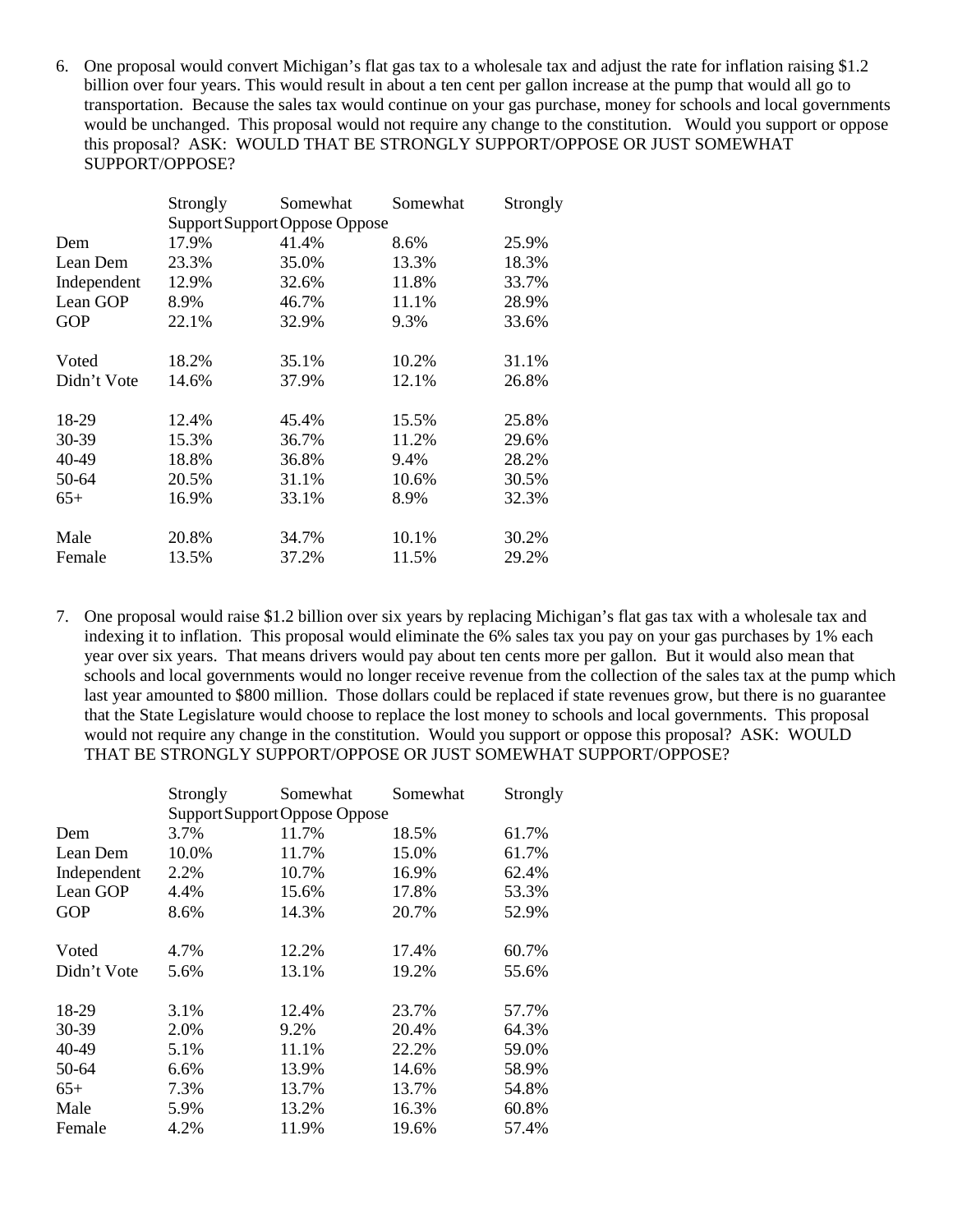6. One proposal would convert Michigan's flat gas tax to a wholesale tax and adjust the rate for inflation raising $1.2 billion over four years. This would result in about a ten cent per gallon increase at the pump that would all go to transportation. Because the sales tax would continue on your gas purchase, money for schools and local governments would be unchanged. This proposal would not require any change to the constitution. Would you support or oppose this proposal? ASK: WOULD THAT BE STRONGLY SUPPORT/OPPOSE OR JUST SOMEWHAT SUPPORT/OPPOSE?

| | Strongly Support | Somewhat Support | Somewhat Oppose | Strongly Oppose |
|---|---|---|---|---|
| Dem | 17.9% | 41.4% | 8.6% | 25.9% |
| Lean Dem | 23.3% | 35.0% | 13.3% | 18.3% |
| Independent | 12.9% | 32.6% | 11.8% | 33.7% |
| Lean GOP | 8.9% | 46.7% | 11.1% | 28.9% |
| GOP | 22.1% | 32.9% | 9.3% | 33.6% |
| Voted | 18.2% | 35.1% | 10.2% | 31.1% |
| Didn't Vote | 14.6% | 37.9% | 12.1% | 26.8% |
| 18-29 | 12.4% | 45.4% | 15.5% | 25.8% |
| 30-39 | 15.3% | 36.7% | 11.2% | 29.6% |
| 40-49 | 18.8% | 36.8% | 9.4% | 28.2% |
| 50-64 | 20.5% | 31.1% | 10.6% | 30.5% |
| 65+ | 16.9% | 33.1% | 8.9% | 32.3% |
| Male | 20.8% | 34.7% | 10.1% | 30.2% |
| Female | 13.5% | 37.2% | 11.5% | 29.2% |

7. One proposal would raise $1.2 billion over six years by replacing Michigan's flat gas tax with a wholesale tax and indexing it to inflation. This proposal would eliminate the 6% sales tax you pay on your gas purchases by 1% each year over six years. That means drivers would pay about ten cents more per gallon. But it would also mean that schools and local governments would no longer receive revenue from the collection of the sales tax at the pump which last year amounted to $800 million. Those dollars could be replaced if state revenues grow, but there is no guarantee that the State Legislature would choose to replace the lost money to schools and local governments. This proposal would not require any change in the constitution. Would you support or oppose this proposal? ASK: WOULD THAT BE STRONGLY SUPPORT/OPPOSE OR JUST SOMEWHAT SUPPORT/OPPOSE?

| | Strongly Support | Somewhat Support | Somewhat Oppose | Strongly Oppose |
|---|---|---|---|---|
| Dem | 3.7% | 11.7% | 18.5% | 61.7% |
| Lean Dem | 10.0% | 11.7% | 15.0% | 61.7% |
| Independent | 2.2% | 10.7% | 16.9% | 62.4% |
| Lean GOP | 4.4% | 15.6% | 17.8% | 53.3% |
| GOP | 8.6% | 14.3% | 20.7% | 52.9% |
| Voted | 4.7% | 12.2% | 17.4% | 60.7% |
| Didn't Vote | 5.6% | 13.1% | 19.2% | 55.6% |
| 18-29 | 3.1% | 12.4% | 23.7% | 57.7% |
| 30-39 | 2.0% | 9.2% | 20.4% | 64.3% |
| 40-49 | 5.1% | 11.1% | 22.2% | 59.0% |
| 50-64 | 6.6% | 13.9% | 14.6% | 58.9% |
| 65+ | 7.3% | 13.7% | 13.7% | 54.8% |
| Male | 5.9% | 13.2% | 16.3% | 60.8% |
| Female | 4.2% | 11.9% | 19.6% | 57.4% |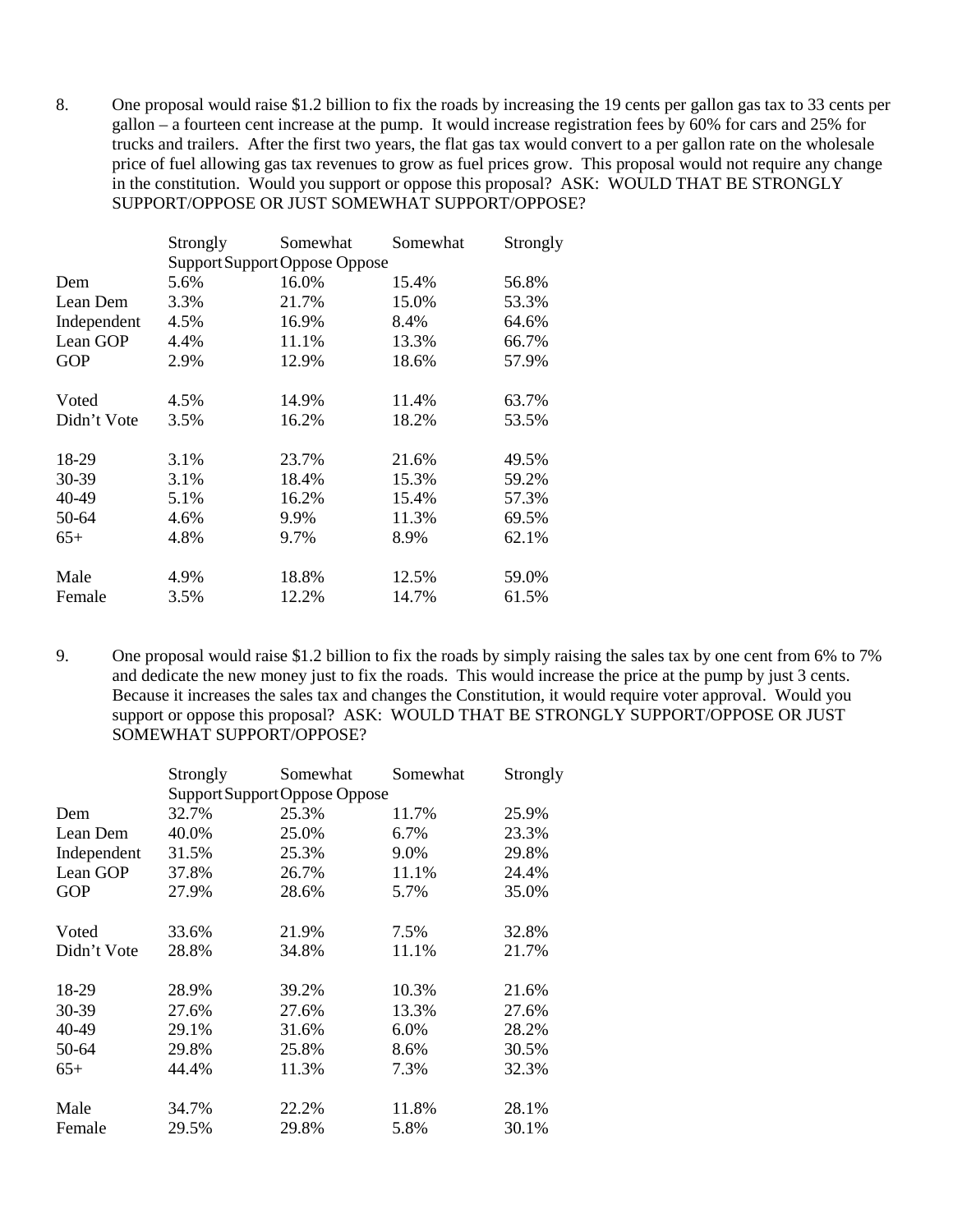8. One proposal would raise $1.2 billion to fix the roads by increasing the 19 cents per gallon gas tax to 33 cents per gallon – a fourteen cent increase at the pump. It would increase registration fees by 60% for cars and 25% for trucks and trailers. After the first two years, the flat gas tax would convert to a per gallon rate on the wholesale price of fuel allowing gas tax revenues to grow as fuel prices grow. This proposal would not require any change in the constitution. Would you support or oppose this proposal? ASK: WOULD THAT BE STRONGLY SUPPORT/OPPOSE OR JUST SOMEWHAT SUPPORT/OPPOSE?

| | Strongly Support | Somewhat Support | Somewhat Oppose | Strongly Oppose |
|---|---|---|---|---|
| Dem | 5.6% | 16.0% | 15.4% | 56.8% |
| Lean Dem | 3.3% | 21.7% | 15.0% | 53.3% |
| Independent | 4.5% | 16.9% | 8.4% | 64.6% |
| Lean GOP | 4.4% | 11.1% | 13.3% | 66.7% |
| GOP | 2.9% | 12.9% | 18.6% | 57.9% |
| | | | | |
| Voted | 4.5% | 14.9% | 11.4% | 63.7% |
| Didn't Vote | 3.5% | 16.2% | 18.2% | 53.5% |
| | | | | |
| 18-29 | 3.1% | 23.7% | 21.6% | 49.5% |
| 30-39 | 3.1% | 18.4% | 15.3% | 59.2% |
| 40-49 | 5.1% | 16.2% | 15.4% | 57.3% |
| 50-64 | 4.6% | 9.9% | 11.3% | 69.5% |
| 65+ | 4.8% | 9.7% | 8.9% | 62.1% |
| | | | | |
| Male | 4.9% | 18.8% | 12.5% | 59.0% |
| Female | 3.5% | 12.2% | 14.7% | 61.5% |

9. One proposal would raise $1.2 billion to fix the roads by simply raising the sales tax by one cent from 6% to 7% and dedicate the new money just to fix the roads. This would increase the price at the pump by just 3 cents. Because it increases the sales tax and changes the Constitution, it would require voter approval. Would you support or oppose this proposal? ASK: WOULD THAT BE STRONGLY SUPPORT/OPPOSE OR JUST SOMEWHAT SUPPORT/OPPOSE?

| | Strongly Support | Somewhat Support | Somewhat Oppose | Strongly Oppose |
|---|---|---|---|---|
| Dem | 32.7% | 25.3% | 11.7% | 25.9% |
| Lean Dem | 40.0% | 25.0% | 6.7% | 23.3% |
| Independent | 31.5% | 25.3% | 9.0% | 29.8% |
| Lean GOP | 37.8% | 26.7% | 11.1% | 24.4% |
| GOP | 27.9% | 28.6% | 5.7% | 35.0% |
| | | | | |
| Voted | 33.6% | 21.9% | 7.5% | 32.8% |
| Didn't Vote | 28.8% | 34.8% | 11.1% | 21.7% |
| | | | | |
| 18-29 | 28.9% | 39.2% | 10.3% | 21.6% |
| 30-39 | 27.6% | 27.6% | 13.3% | 27.6% |
| 40-49 | 29.1% | 31.6% | 6.0% | 28.2% |
| 50-64 | 29.8% | 25.8% | 8.6% | 30.5% |
| 65+ | 44.4% | 11.3% | 7.3% | 32.3% |
| | | | | |
| Male | 34.7% | 22.2% | 11.8% | 28.1% |
| Female | 29.5% | 29.8% | 5.8% | 30.1% |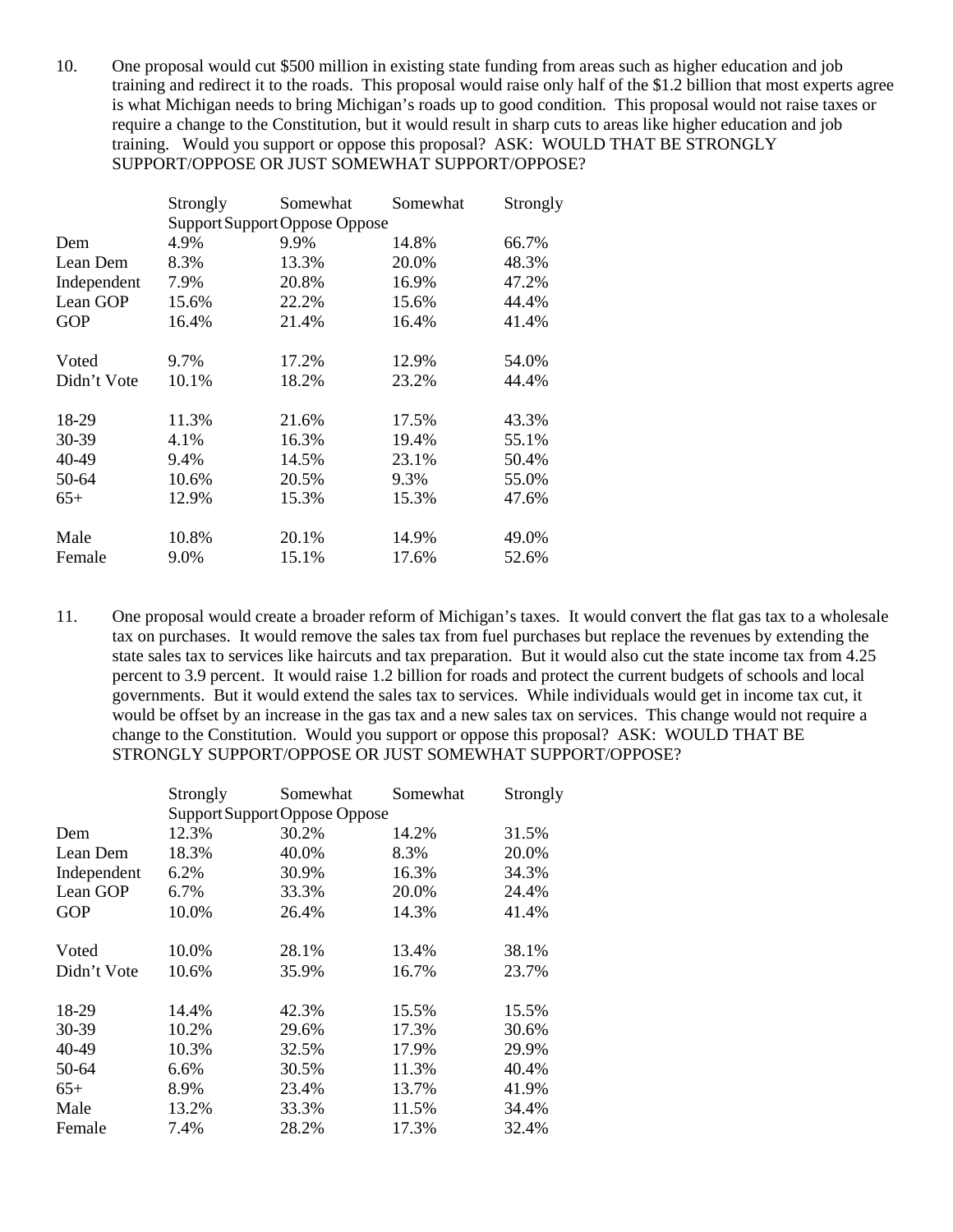10. One proposal would cut $500 million in existing state funding from areas such as higher education and job training and redirect it to the roads. This proposal would raise only half of the $1.2 billion that most experts agree is what Michigan needs to bring Michigan's roads up to good condition. This proposal would not raise taxes or require a change to the Constitution, but it would result in sharp cuts to areas like higher education and job training. Would you support or oppose this proposal? ASK: WOULD THAT BE STRONGLY SUPPORT/OPPOSE OR JUST SOMEWHAT SUPPORT/OPPOSE?

| | Strongly Support | Somewhat Support | Somewhat Oppose | Strongly Oppose |
|---|---|---|---|---|
| Dem | 4.9% | 9.9% | 14.8% | 66.7% |
| Lean Dem | 8.3% | 13.3% | 20.0% | 48.3% |
| Independent | 7.9% | 20.8% | 16.9% | 47.2% |
| Lean GOP | 15.6% | 22.2% | 15.6% | 44.4% |
| GOP | 16.4% | 21.4% | 16.4% | 41.4% |
| | | | | |
| Voted | 9.7% | 17.2% | 12.9% | 54.0% |
| Didn't Vote | 10.1% | 18.2% | 23.2% | 44.4% |
| | | | | |
| 18-29 | 11.3% | 21.6% | 17.5% | 43.3% |
| 30-39 | 4.1% | 16.3% | 19.4% | 55.1% |
| 40-49 | 9.4% | 14.5% | 23.1% | 50.4% |
| 50-64 | 10.6% | 20.5% | 9.3% | 55.0% |
| 65+ | 12.9% | 15.3% | 15.3% | 47.6% |
| | | | | |
| Male | 10.8% | 20.1% | 14.9% | 49.0% |
| Female | 9.0% | 15.1% | 17.6% | 52.6% |

11. One proposal would create a broader reform of Michigan's taxes. It would convert the flat gas tax to a wholesale tax on purchases. It would remove the sales tax from fuel purchases but replace the revenues by extending the state sales tax to services like haircuts and tax preparation. But it would also cut the state income tax from 4.25 percent to 3.9 percent. It would raise 1.2 billion for roads and protect the current budgets of schools and local governments. But it would extend the sales tax to services. While individuals would get in income tax cut, it would be offset by an increase in the gas tax and a new sales tax on services. This change would not require a change to the Constitution. Would you support or oppose this proposal? ASK: WOULD THAT BE STRONGLY SUPPORT/OPPOSE OR JUST SOMEWHAT SUPPORT/OPPOSE?

| | Strongly Support | Somewhat Support | Somewhat Oppose | Strongly Oppose |
|---|---|---|---|---|
| Dem | 12.3% | 30.2% | 14.2% | 31.5% |
| Lean Dem | 18.3% | 40.0% | 8.3% | 20.0% |
| Independent | 6.2% | 30.9% | 16.3% | 34.3% |
| Lean GOP | 6.7% | 33.3% | 20.0% | 24.4% |
| GOP | 10.0% | 26.4% | 14.3% | 41.4% |
| | | | | |
| Voted | 10.0% | 28.1% | 13.4% | 38.1% |
| Didn't Vote | 10.6% | 35.9% | 16.7% | 23.7% |
| | | | | |
| 18-29 | 14.4% | 42.3% | 15.5% | 15.5% |
| 30-39 | 10.2% | 29.6% | 17.3% | 30.6% |
| 40-49 | 10.3% | 32.5% | 17.9% | 29.9% |
| 50-64 | 6.6% | 30.5% | 11.3% | 40.4% |
| 65+ | 8.9% | 23.4% | 13.7% | 41.9% |
| Male | 13.2% | 33.3% | 11.5% | 34.4% |
| Female | 7.4% | 28.2% | 17.3% | 32.4% |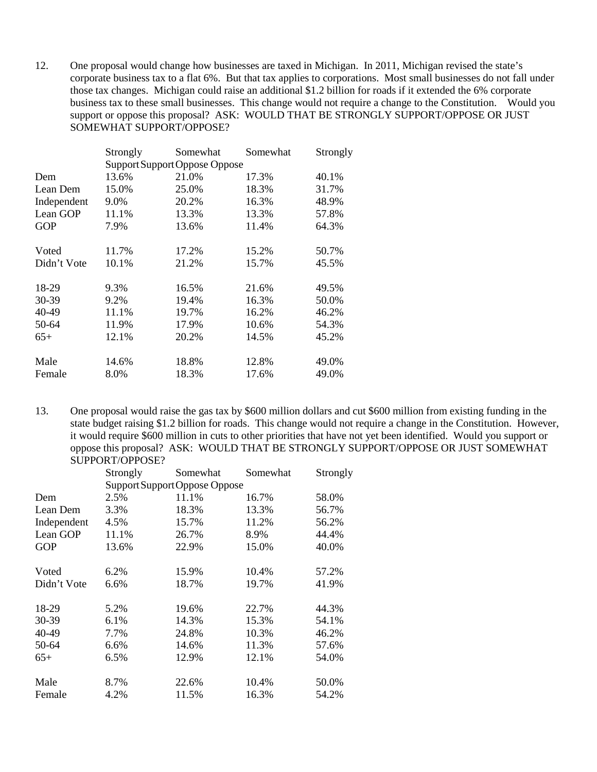12. One proposal would change how businesses are taxed in Michigan. In 2011, Michigan revised the state's corporate business tax to a flat 6%. But that tax applies to corporations. Most small businesses do not fall under those tax changes. Michigan could raise an additional $1.2 billion for roads if it extended the 6% corporate business tax to these small businesses. This change would not require a change to the Constitution. Would you support or oppose this proposal? ASK: WOULD THAT BE STRONGLY SUPPORT/OPPOSE OR JUST SOMEWHAT SUPPORT/OPPOSE?

| | Strongly Support | Somewhat Support | Somewhat Oppose | Strongly Oppose |
|---|---|---|---|---|
| Dem | 13.6% | 21.0% | 17.3% | 40.1% |
| Lean Dem | 15.0% | 25.0% | 18.3% | 31.7% |
| Independent | 9.0% | 20.2% | 16.3% | 48.9% |
| Lean GOP | 11.1% | 13.3% | 13.3% | 57.8% |
| GOP | 7.9% | 13.6% | 11.4% | 64.3% |
| | | | | |
| Voted | 11.7% | 17.2% | 15.2% | 50.7% |
| Didn't Vote | 10.1% | 21.2% | 15.7% | 45.5% |
| | | | | |
| 18-29 | 9.3% | 16.5% | 21.6% | 49.5% |
| 30-39 | 9.2% | 19.4% | 16.3% | 50.0% |
| 40-49 | 11.1% | 19.7% | 16.2% | 46.2% |
| 50-64 | 11.9% | 17.9% | 10.6% | 54.3% |
| 65+ | 12.1% | 20.2% | 14.5% | 45.2% |
| | | | | |
| Male | 14.6% | 18.8% | 12.8% | 49.0% |
| Female | 8.0% | 18.3% | 17.6% | 49.0% |

13. One proposal would raise the gas tax by $600 million dollars and cut $600 million from existing funding in the state budget raising $1.2 billion for roads. This change would not require a change in the Constitution. However, it would require $600 million in cuts to other priorities that have not yet been identified. Would you support or oppose this proposal? ASK: WOULD THAT BE STRONGLY SUPPORT/OPPOSE OR JUST SOMEWHAT SUPPORT/OPPOSE?

| | Strongly Support | Somewhat Support | Somewhat Oppose | Strongly Oppose |
|---|---|---|---|---|
| Dem | 2.5% | 11.1% | 16.7% | 58.0% |
| Lean Dem | 3.3% | 18.3% | 13.3% | 56.7% |
| Independent | 4.5% | 15.7% | 11.2% | 56.2% |
| Lean GOP | 11.1% | 26.7% | 8.9% | 44.4% |
| GOP | 13.6% | 22.9% | 15.0% | 40.0% |
| | | | | |
| Voted | 6.2% | 15.9% | 10.4% | 57.2% |
| Didn't Vote | 6.6% | 18.7% | 19.7% | 41.9% |
| | | | | |
| 18-29 | 5.2% | 19.6% | 22.7% | 44.3% |
| 30-39 | 6.1% | 14.3% | 15.3% | 54.1% |
| 40-49 | 7.7% | 24.8% | 10.3% | 46.2% |
| 50-64 | 6.6% | 14.6% | 11.3% | 57.6% |
| 65+ | 6.5% | 12.9% | 12.1% | 54.0% |
| | | | | |
| Male | 8.7% | 22.6% | 10.4% | 50.0% |
| Female | 4.2% | 11.5% | 16.3% | 54.2% |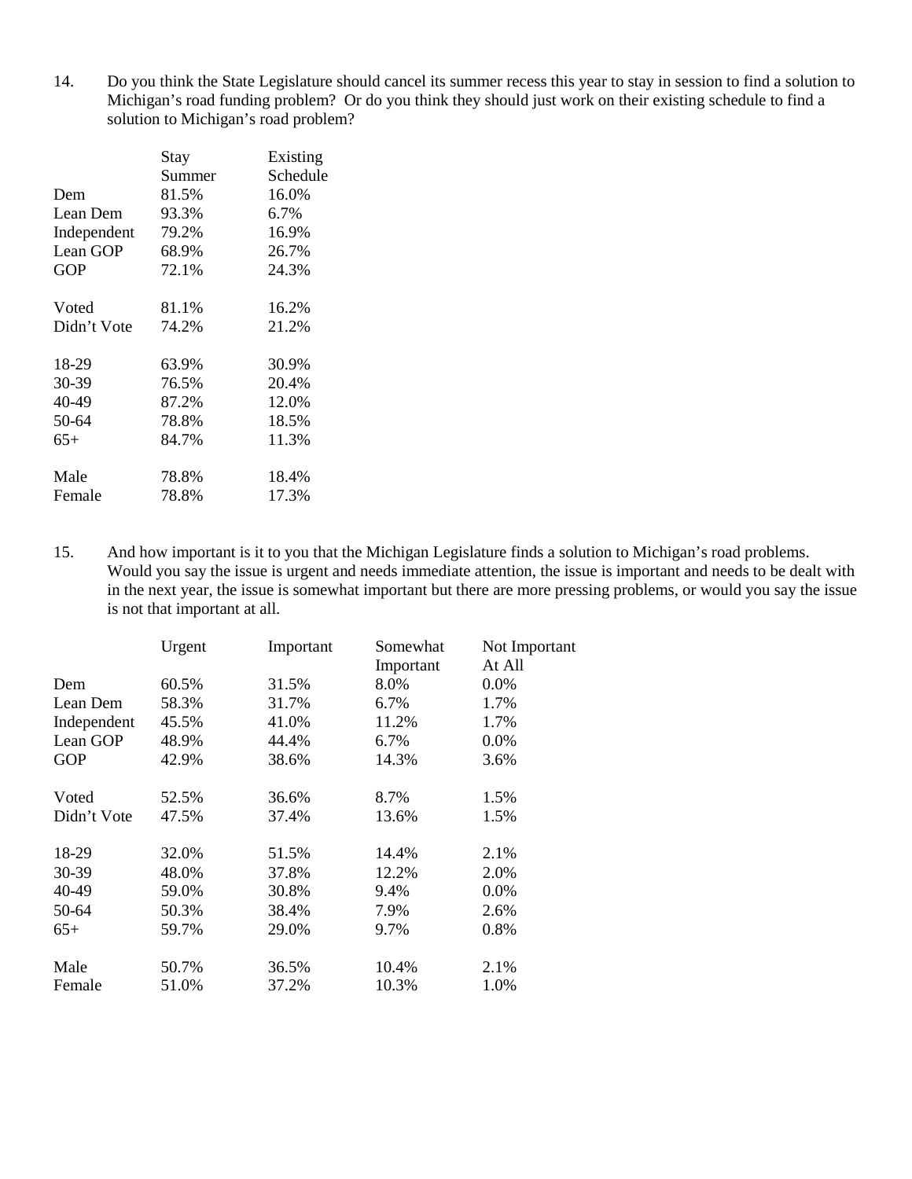14. Do you think the State Legislature should cancel its summer recess this year to stay in session to find a solution to Michigan's road funding problem? Or do you think they should just work on their existing schedule to find a solution to Michigan's road problem?

| | Stay Summer | Existing Schedule |
|---|---|---|
| Dem | 81.5% | 16.0% |
| Lean Dem | 93.3% | 6.7% |
| Independent | 79.2% | 16.9% |
| Lean GOP | 68.9% | 26.7% |
| GOP | 72.1% | 24.3% |
| | | |
| Voted | 81.1% | 16.2% |
| Didn't Vote | 74.2% | 21.2% |
| | | |
| 18-29 | 63.9% | 30.9% |
| 30-39 | 76.5% | 20.4% |
| 40-49 | 87.2% | 12.0% |
| 50-64 | 78.8% | 18.5% |
| 65+ | 84.7% | 11.3% |
| | | |
| Male | 78.8% | 18.4% |
| Female | 78.8% | 17.3% |

15. And how important is it to you that the Michigan Legislature finds a solution to Michigan's road problems. Would you say the issue is urgent and needs immediate attention, the issue is important and needs to be dealt with in the next year, the issue is somewhat important but there are more pressing problems, or would you say the issue is not that important at all.

| | Urgent | Important | Somewhat Important | Not Important At All |
|---|---|---|---|---|
| Dem | 60.5% | 31.5% | 8.0% | 0.0% |
| Lean Dem | 58.3% | 31.7% | 6.7% | 1.7% |
| Independent | 45.5% | 41.0% | 11.2% | 1.7% |
| Lean GOP | 48.9% | 44.4% | 6.7% | 0.0% |
| GOP | 42.9% | 38.6% | 14.3% | 3.6% |
| | | | | |
| Voted | 52.5% | 36.6% | 8.7% | 1.5% |
| Didn't Vote | 47.5% | 37.4% | 13.6% | 1.5% |
| | | | | |
| 18-29 | 32.0% | 51.5% | 14.4% | 2.1% |
| 30-39 | 48.0% | 37.8% | 12.2% | 2.0% |
| 40-49 | 59.0% | 30.8% | 9.4% | 0.0% |
| 50-64 | 50.3% | 38.4% | 7.9% | 2.6% |
| 65+ | 59.7% | 29.0% | 9.7% | 0.8% |
| | | | | |
| Male | 50.7% | 36.5% | 10.4% | 2.1% |
| Female | 51.0% | 37.2% | 10.3% | 1.0% |